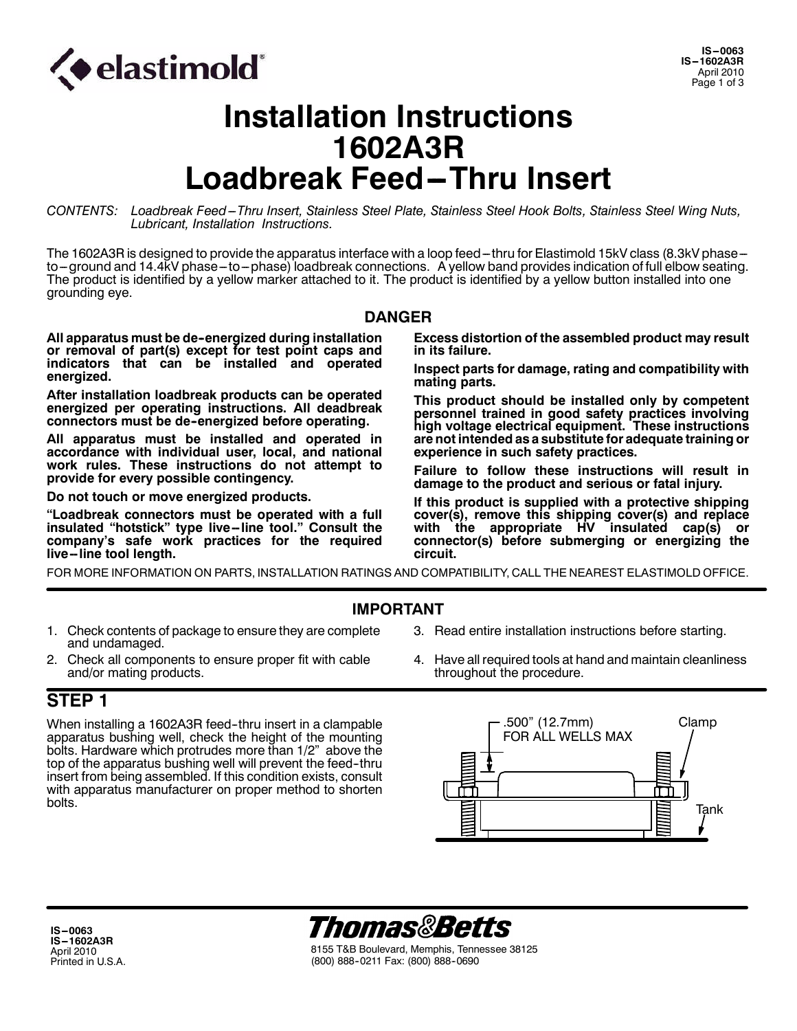# Installation Instructions 1602A3R Loadbreak Feed–Thru Insert

*CONTENTS: Loadbreak Feed–Thru Insert, Stainless Steel Plate, Stainless Steel Hook Bolts, Stainless Steel Wing Nuts, Lubricant, Installation Instructions.*

The 1602A3R is designed to provide the apparatus interface with a loop feed–thru for Elastimold 15kV class (8.3kV phase–to–ground and 14.4kV phase–to–phase) loadbreak connections. A yellow band provides indication of full elbow seating. The product is identified by a yellow marker attached to it. The product is identified by a yellow button installed into one grounding eye.

## DANGER

**All apparatus must be de-energized during installation or removal of part(s) except for test point caps and indicators that can be installed and operated energized.**

**After installation loadbreak products can be operated energized per operating instructions. All deadbreak connectors must be de-energized before operating.**

**All apparatus must be installed and operated in accordance with individual user, local, and national work rules. These instructions do not attempt to provide for every possible contingency.**

**Do not touch or move energized products.**

**"Loadbreak connectors must be operated with a full insulated "hotstick" type live–line tool." Consult the company's safe work practices for the required live–line tool length.**

**Excess distortion of the assembled product may result in its failure.**

**Inspect parts for damage, rating and compatibility with mating parts.**

**This product should be installed only by competent personnel trained in good safety practices involving high voltage electrical equipment. These instructions are not intended as a substitute for adequate training or experience in such safety practices.**

**Failure to follow these instructions will result in damage to the product and serious or fatal injury.**

**If this product is supplied with a protective shipping cover(s), remove this shipping cover(s) and replace with the appropriate HV insulated cap(s) or connector(s) before submerging or energizing the circuit.**

FOR MORE INFORMATION ON PARTS, INSTALLATION RATINGS AND COMPATIBILITY, CALL THE NEAREST ELASTIMOLD OFFICE.

## IMPORTANT

1. Check contents of package to ensure they are complete and undamaged.
2. Check all components to ensure proper fit with cable and/or mating products.
3. Read entire installation instructions before starting.
4. Have all required tools at hand and maintain cleanliness throughout the procedure.

## STEP 1

When installing a 1602A3R feed-thru insert in a clampable apparatus bushing well, check the height of the mounting bolts. Hardware which protrudes more than 1/2" above the top of the apparatus bushing well will prevent the feed-thru insert from being assembled. If this condition exists, consult with apparatus manufacturer on proper method to shorten bolts.

.500" (12.7mm) FOR ALL WELLS MAX

Clamp

Tank

IS–0063
IS–1602A3R
April 2010
Printed in U.S.A.

Thomas&Betts
8155 T&B Boulevard, Memphis, Tennessee 38125
(800) 888-0211 Fax: (800) 888-0690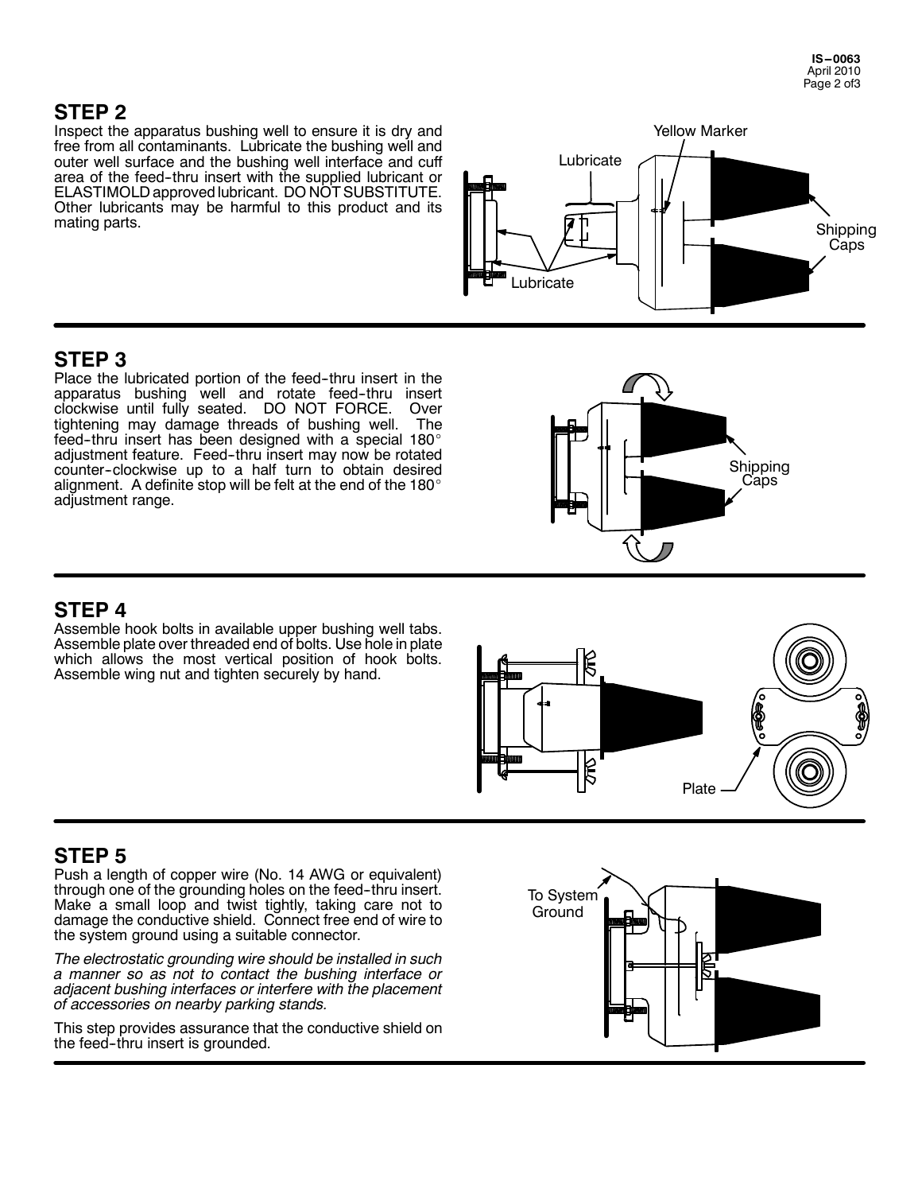## STEP 2

Inspect the apparatus bushing well to ensure it is dry and free from all contaminants. Lubricate the bushing well and outer well surface and the bushing well interface and cuff area of the feed-thru insert with the supplied lubricant or ELASTIMOLD approved lubricant. DO NOT SUBSTITUTE. Other lubricants may be harmful to this product and its mating parts.

## STEP 3

Place the lubricated portion of the feed-thru insert in the apparatus bushing well and rotate feed-thru insert clockwise until fully seated. DO NOT FORCE. Over tightening may damage threads of bushing well. The feed-thru insert has been designed with a special 180° adjustment feature. Feed-thru insert may now be rotated counter-clockwise up to a half turn to obtain desired alignment. A definite stop will be felt at the end of the 180° adjustment range.

## STEP 4

Assemble hook bolts in available upper bushing well tabs. Assemble plate over threaded end of bolts. Use hole in plate which allows the most vertical position of hook bolts. Assemble wing nut and tighten securely by hand.

## STEP 5

Push a length of copper wire (No. 14 AWG or equivalent) through one of the grounding holes on the feed-thru insert. Make a small loop and twist tightly, taking care not to damage the conductive shield. Connect free end of wire to the system ground using a suitable connector.

*The electrostatic grounding wire should be installed in such a manner so as not to contact the bushing interface or adjacent bushing interfaces or interfere with the placement of accessories on nearby parking stands.*

This step provides assurance that the conductive shield on the feed-thru insert is grounded.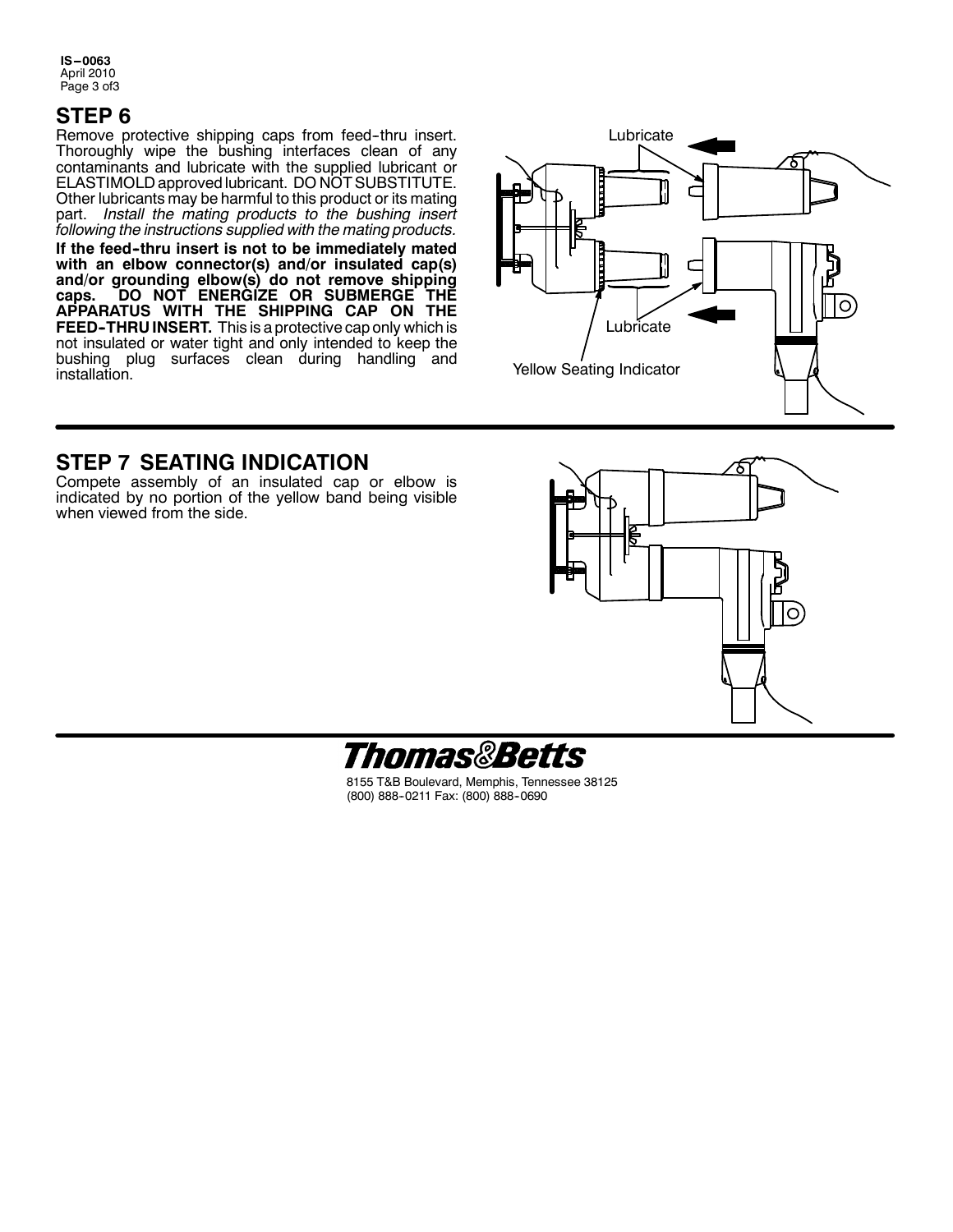## STEP 6

Remove protective shipping caps from feed-thru insert. Thoroughly wipe the bushing interfaces clean of any contaminants and lubricate with the supplied lubricant or ELASTIMOLD approved lubricant. DO NOT SUBSTITUTE. Other lubricants may be harmful to this product or its mating part. *Install the mating products to the bushing insert following the instructions supplied with the mating products.*

**If the feed-thru insert is not to be immediately mated with an elbow connector(s) and/or insulated cap(s) and/or grounding elbow(s) do not remove shipping caps. DO NOT ENERGIZE OR SUBMERGE THE APPARATUS WITH THE SHIPPING CAP ON THE FEED-THRU INSERT.** This is a protective cap only which is not insulated or water tight and only intended to keep the bushing plug surfaces clean during handling and installation.

Lubricate

Lubricate

Yellow Seating Indicator

## STEP 7 SEATING INDICATION

Compete assembly of an insulated cap or elbow is indicated by no portion of the yellow band being visible when viewed from the side.

**Thomas&Betts**

8155 T&B Boulevard, Memphis, Tennessee 38125
(800) 888-0211 Fax: (800) 888-0690